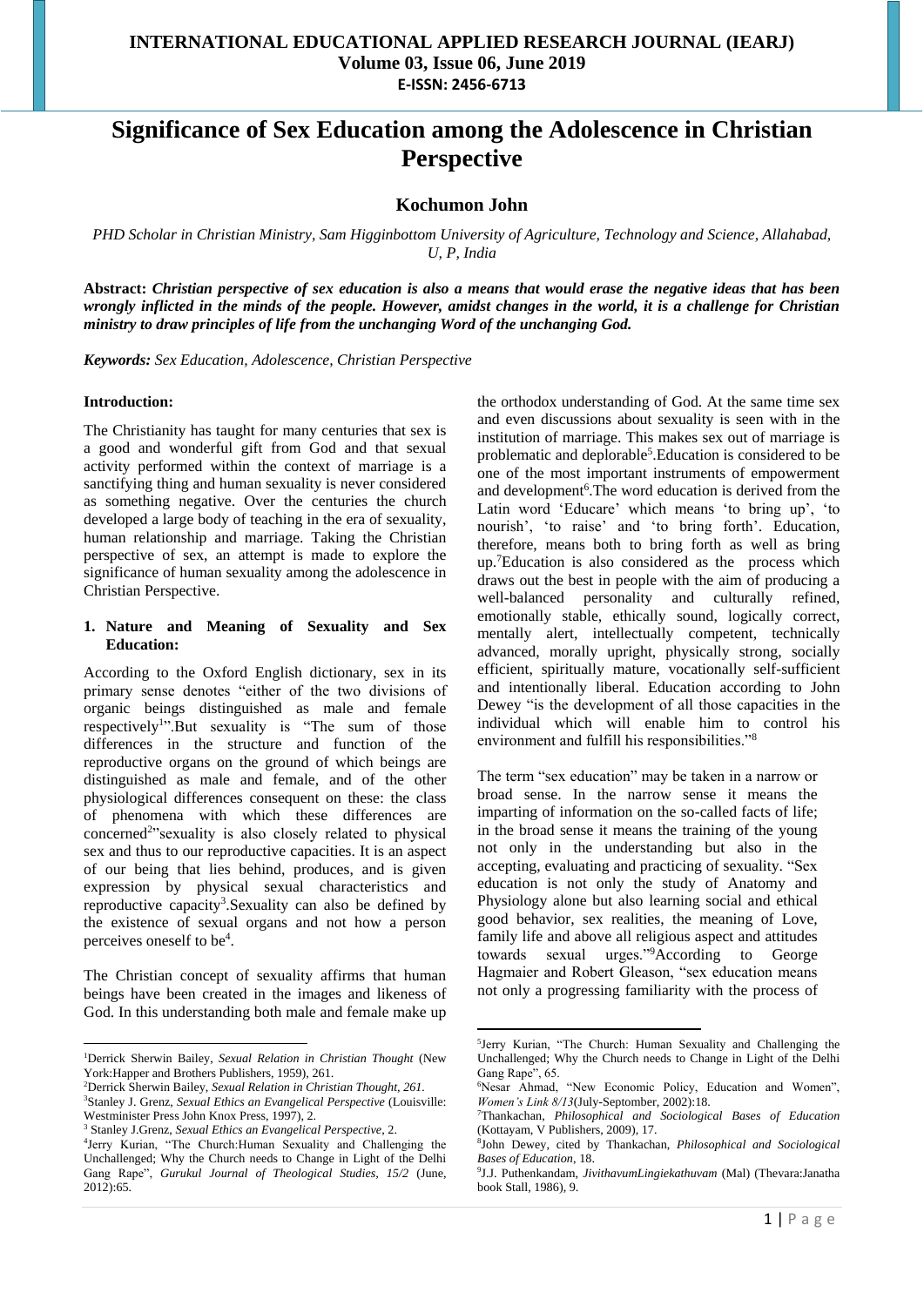# Significance of Sex Education among the Adolescence in Christian Perspective

## Kochumon John

*PHD Scholar in Christian Ministry, Sam Higginbottom University of Agriculture, Technology and Science, Allahabad, U, P, India*

**Abstract:** ***Christian perspective of sex education is also a means that would erase the negative ideas that has been wrongly inflicted in the minds of the people. However, amidst changes in the world, it is a challenge for Christian ministry to draw principles of life from the unchanging Word of the unchanging God.***

***Keywords:*** *Sex Education, Adolescence, Christian Perspective*

**Introduction:**

The Christianity has taught for many centuries that sex is a good and wonderful gift from God and that sexual activity performed within the context of marriage is a sanctifying thing and human sexuality is never considered as something negative. Over the centuries the church developed a large body of teaching in the era of sexuality, human relationship and marriage. Taking the Christian perspective of sex, an attempt is made to explore the significance of human sexuality among the adolescence in Christian Perspective.

**1. Nature and Meaning of Sexuality and Sex Education:**

According to the Oxford English dictionary, sex in its primary sense denotes "either of the two divisions of organic beings distinguished as male and female respectively[1]".But sexuality is "The sum of those differences in the structure and function of the reproductive organs on the ground of which beings are distinguished as male and female, and of the other physiological differences consequent on these: the class of phenomena with which these differences are concerned[2]"sexuality is also closely related to physical sex and thus to our reproductive capacities. It is an aspect of our being that lies behind, produces, and is given expression by physical sexual characteristics and reproductive capacity[3].Sexuality can also be defined by the existence of sexual organs and not how a person perceives oneself to be[4].

The Christian concept of sexuality affirms that human beings have been created in the images and likeness of God. In this understanding both male and female make up the orthodox understanding of God. At the same time sex and even discussions about sexuality is seen with in the institution of marriage. This makes sex out of marriage is problematic and deplorable[5].Education is considered to be one of the most important instruments of empowerment and development[6].The word education is derived from the Latin word 'Educare' which means 'to bring up', 'to nourish', 'to raise' and 'to bring forth'. Education, therefore, means both to bring forth as well as bring up.[7]Education is also considered as the process which draws out the best in people with the aim of producing a well-balanced personality and culturally refined, emotionally stable, ethically sound, logically correct, mentally alert, intellectually competent, technically advanced, morally upright, physically strong, socially efficient, spiritually mature, vocationally self-sufficient and intentionally liberal. Education according to John Dewey "is the development of all those capacities in the individual which will enable him to control his environment and fulfill his responsibilities."[8]

The term "sex education" may be taken in a narrow or broad sense. In the narrow sense it means the imparting of information on the so-called facts of life; in the broad sense it means the training of the young not only in the understanding but also in the accepting, evaluating and practicing of sexuality. "Sex education is not only the study of Anatomy and Physiology alone but also learning social and ethical good behavior, sex realities, the meaning of Love, family life and above all religious aspect and attitudes towards sexual urges."[9]According to George Hagmaier and Robert Gleason, "sex education means not only a progressing familiarity with the process of

---

[1]Derrick Sherwin Bailey, *Sexual Relation in Christian Thought* (New York:Happer and Brothers Publishers, 1959), 261.

[2]Derrick Sherwin Bailey, *Sexual Relation in Christian Thought, 261.*

[3]Stanley J. Grenz, *Sexual Ethics an Evangelical Perspective* (Louisville: Westminister Press John Knox Press, 1997), 2.

[3] Stanley J.Grenz, *Sexual Ethics an Evangelical Perspective*, 2.

[4]Jerry Kurian, "The Church:Human Sexuality and Challenging the Unchallenged; Why the Church needs to Change in Light of the Delhi Gang Rape", *Gurukul Journal of Theological Studies, 15/2* (June, 2012):65.

[5]Jerry Kurian, "The Church: Human Sexuality and Challenging the Unchallenged; Why the Church needs to Change in Light of the Delhi Gang Rape", 65.

[6]Nesar Ahmad, "New Economic Policy, Education and Women", *Women's Link 8/13*(July-September, 2002):18.

[7]Thankachan, *Philosophical and Sociological Bases of Education* (Kottayam, V Publishers, 2009), 17.

[8]John Dewey, cited by Thankachan, *Philosophical and Sociological Bases of Education*, 18.

[9]J.J. Puthenkandam, *JivithavumLingiekathuvam* (Mal) (Thevara:Janatha book Stall, 1986), 9.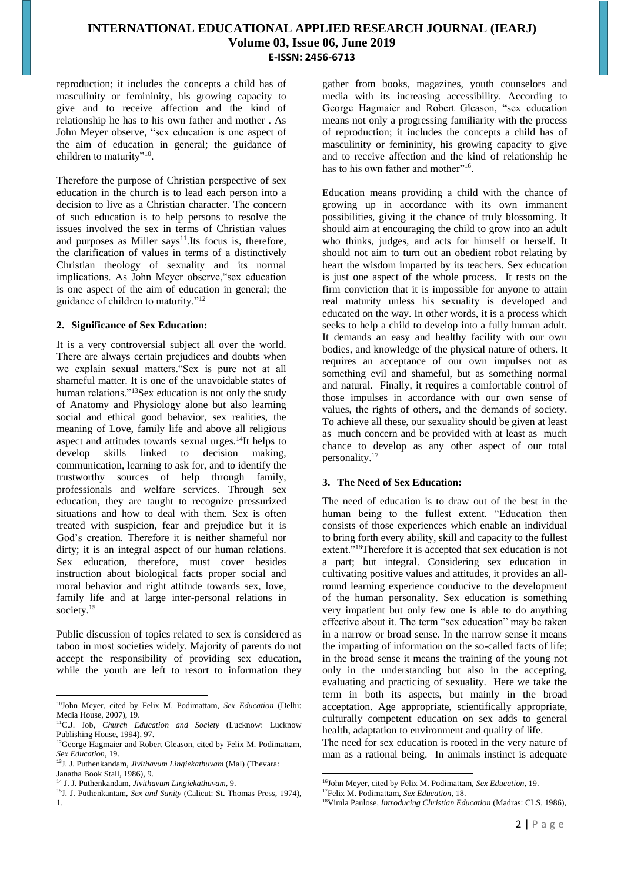reproduction; it includes the concepts a child has of masculinity or femininity, his growing capacity to give and to receive affection and the kind of relationship he has to his own father and mother . As John Meyer observe, "sex education is one aspect of the aim of education in general; the guidance of children to maturity"[10].

Therefore the purpose of Christian perspective of sex education in the church is to lead each person into a decision to live as a Christian character. The concern of such education is to help persons to resolve the issues involved the sex in terms of Christian values and purposes as Miller says[11].Its focus is, therefore, the clarification of values in terms of a distinctively Christian theology of sexuality and its normal implications. As John Meyer observe,"sex education is one aspect of the aim of education in general; the guidance of children to maturity."[12]

## 2. Significance of Sex Education:

It is a very controversial subject all over the world. There are always certain prejudices and doubts when we explain sexual matters."Sex is pure not at all shameful matter. It is one of the unavoidable states of human relations."[13]Sex education is not only the study of Anatomy and Physiology alone but also learning social and ethical good behavior, sex realities, the meaning of Love, family life and above all religious aspect and attitudes towards sexual urges.[14]It helps to develop skills linked to decision making, communication, learning to ask for, and to identify the trustworthy sources of help through family, professionals and welfare services. Through sex education, they are taught to recognize pressurized situations and how to deal with them. Sex is often treated with suspicion, fear and prejudice but it is God's creation. Therefore it is neither shameful nor dirty; it is an integral aspect of our human relations. Sex education, therefore, must cover besides instruction about biological facts proper social and moral behavior and right attitude towards sex, love, family life and at large inter-personal relations in society.[15]

Public discussion of topics related to sex is considered as taboo in most societies widely. Majority of parents do not accept the responsibility of providing sex education, while the youth are left to resort to information they gather from books, magazines, youth counselors and media with its increasing accessibility. According to George Hagmaier and Robert Gleason, "sex education means not only a progressing familiarity with the process of reproduction; it includes the concepts a child has of masculinity or femininity, his growing capacity to give and to receive affection and the kind of relationship he has to his own father and mother"[16].

Education means providing a child with the chance of growing up in accordance with its own immanent possibilities, giving it the chance of truly blossoming. It should aim at encouraging the child to grow into an adult who thinks, judges, and acts for himself or herself. It should not aim to turn out an obedient robot relating by heart the wisdom imparted by its teachers. Sex education is just one aspect of the whole process. It rests on the firm conviction that it is impossible for anyone to attain real maturity unless his sexuality is developed and educated on the way. In other words, it is a process which seeks to help a child to develop into a fully human adult. It demands an easy and healthy facility with our own bodies, and knowledge of the physical nature of others. It requires an acceptance of our own impulses not as something evil and shameful, but as something normal and natural. Finally, it requires a comfortable control of those impulses in accordance with our own sense of values, the rights of others, and the demands of society. To achieve all these, our sexuality should be given at least as much concern and be provided with at least as much chance to develop as any other aspect of our total personality.[17]

## 3. The Need of Sex Education:

The need of education is to draw out of the best in the human being to the fullest extent. "Education then consists of those experiences which enable an individual to bring forth every ability, skill and capacity to the fullest extent."[18]Therefore it is accepted that sex education is not a part; but integral. Considering sex education in cultivating positive values and attitudes, it provides an all-round learning experience conducive to the development of the human personality. Sex education is something very impatient but only few one is able to do anything effective about it. The term "sex education" may be taken in a narrow or broad sense. In the narrow sense it means the imparting of information on the so-called facts of life; in the broad sense it means the training of the young not only in the understanding but also in the accepting, evaluating and practicing of sexuality. Here we take the term in both its aspects, but mainly in the broad acceptation. Age appropriate, scientifically appropriate, culturally competent education on sex adds to general health, adaptation to environment and quality of life.

The need for sex education is rooted in the very nature of man as a rational being. In animals instinct is adequate

---

[10]John Meyer, cited by Felix M. Podimattam, *Sex Education* (Delhi: Media House, 2007), 19.

[11]C.J. Job, *Church Education and Society* (Lucknow: Lucknow Publishing House, 1994), 97.

[12]George Hagmaier and Robert Gleason, cited by Felix M. Podimattam, *Sex Education*, 19.

[13]J. J. Puthenkandam, *Jivithavum Lingiekathuvam* (Mal) (Thevara: Janatha Book Stall, 1986), 9.

[14] J. J. Puthenkandam, *Jivithavum Lingiekathuvam*, 9.

[15]J. J. Puthenkantam, *Sex and Sanity* (Calicut: St. Thomas Press, 1974), 1.

[16]John Meyer, cited by Felix M. Podimattam, *Sex Education*, 19.

[17]Felix M. Podimattam, *Sex Education*, 18.

[18]Vimla Paulose, *Introducing Christian Education* (Madras: CLS, 1986),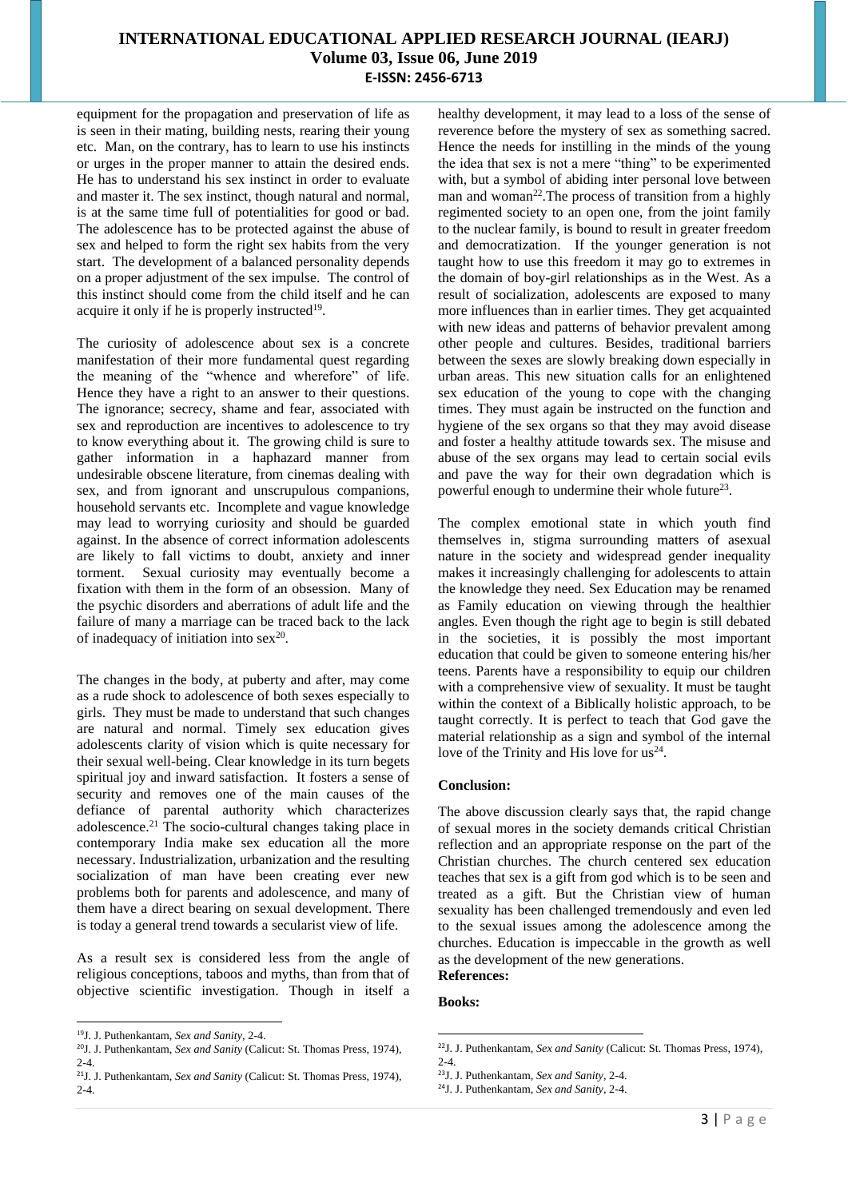equipment for the propagation and preservation of life as is seen in their mating, building nests, rearing their young etc. Man, on the contrary, has to learn to use his instincts or urges in the proper manner to attain the desired ends. He has to understand his sex instinct in order to evaluate and master it. The sex instinct, though natural and normal, is at the same time full of potentialities for good or bad. The adolescence has to be protected against the abuse of sex and helped to form the right sex habits from the very start. The development of a balanced personality depends on a proper adjustment of the sex impulse. The control of this instinct should come from the child itself and he can acquire it only if he is properly instructed[19].

The curiosity of adolescence about sex is a concrete manifestation of their more fundamental quest regarding the meaning of the "whence and wherefore" of life. Hence they have a right to an answer to their questions. The ignorance; secrecy, shame and fear, associated with sex and reproduction are incentives to adolescence to try to know everything about it. The growing child is sure to gather information in a haphazard manner from undesirable obscene literature, from cinemas dealing with sex, and from ignorant and unscrupulous companions, household servants etc. Incomplete and vague knowledge may lead to worrying curiosity and should be guarded against. In the absence of correct information adolescents are likely to fall victims to doubt, anxiety and inner torment. Sexual curiosity may eventually become a fixation with them in the form of an obsession. Many of the psychic disorders and aberrations of adult life and the failure of many a marriage can be traced back to the lack of inadequacy of initiation into sex[20].

The changes in the body, at puberty and after, may come as a rude shock to adolescence of both sexes especially to girls. They must be made to understand that such changes are natural and normal. Timely sex education gives adolescents clarity of vision which is quite necessary for their sexual well-being. Clear knowledge in its turn begets spiritual joy and inward satisfaction. It fosters a sense of security and removes one of the main causes of the defiance of parental authority which characterizes adolescence.[21] The socio-cultural changes taking place in contemporary India make sex education all the more necessary. Industrialization, urbanization and the resulting socialization of man have been creating ever new problems both for parents and adolescence, and many of them have a direct bearing on sexual development. There is today a general trend towards a secularist view of life.

As a result sex is considered less from the angle of religious conceptions, taboos and myths, than from that of objective scientific investigation. Though in itself a healthy development, it may lead to a loss of the sense of reverence before the mystery of sex as something sacred. Hence the needs for instilling in the minds of the young the idea that sex is not a mere "thing" to be experimented with, but a symbol of abiding inter personal love between man and woman[22].The process of transition from a highly regimented society to an open one, from the joint family to the nuclear family, is bound to result in greater freedom and democratization. If the younger generation is not taught how to use this freedom it may go to extremes in the domain of boy-girl relationships as in the West. As a result of socialization, adolescents are exposed to many more influences than in earlier times. They get acquainted with new ideas and patterns of behavior prevalent among other people and cultures. Besides, traditional barriers between the sexes are slowly breaking down especially in urban areas. This new situation calls for an enlightened sex education of the young to cope with the changing times. They must again be instructed on the function and hygiene of the sex organs so that they may avoid disease and foster a healthy attitude towards sex. The misuse and abuse of the sex organs may lead to certain social evils and pave the way for their own degradation which is powerful enough to undermine their whole future[23].

The complex emotional state in which youth find themselves in, stigma surrounding matters of asexual nature in the society and widespread gender inequality makes it increasingly challenging for adolescents to attain the knowledge they need. Sex Education may be renamed as Family education on viewing through the healthier angles. Even though the right age to begin is still debated in the societies, it is possibly the most important education that could be given to someone entering his/her teens. Parents have a responsibility to equip our children with a comprehensive view of sexuality. It must be taught within the context of a Biblically holistic approach, to be taught correctly. It is perfect to teach that God gave the material relationship as a sign and symbol of the internal love of the Trinity and His love for us[24].

**Conclusion:**

The above discussion clearly says that, the rapid change of sexual mores in the society demands critical Christian reflection and an appropriate response on the part of the Christian churches. The church centered sex education teaches that sex is a gift from god which is to be seen and treated as a gift. But the Christian view of human sexuality has been challenged tremendously and even led to the sexual issues among the adolescence among the churches. Education is impeccable in the growth as well as the development of the new generations.

**References:**

**Books:**

---

[19] J. J. Puthenkantam, *Sex and Sanity*, 2-4.

[20] J. J. Puthenkantam, *Sex and Sanity* (Calicut: St. Thomas Press, 1974), 2-4.

[21] J. J. Puthenkantam, *Sex and Sanity* (Calicut: St. Thomas Press, 1974), 2-4.

[22] J. J. Puthenkantam, *Sex and Sanity* (Calicut: St. Thomas Press, 1974), 2-4.

[23] J. J. Puthenkantam, *Sex and Sanity*, 2-4.

[24] J. J. Puthenkantam, *Sex and Sanity*, 2-4.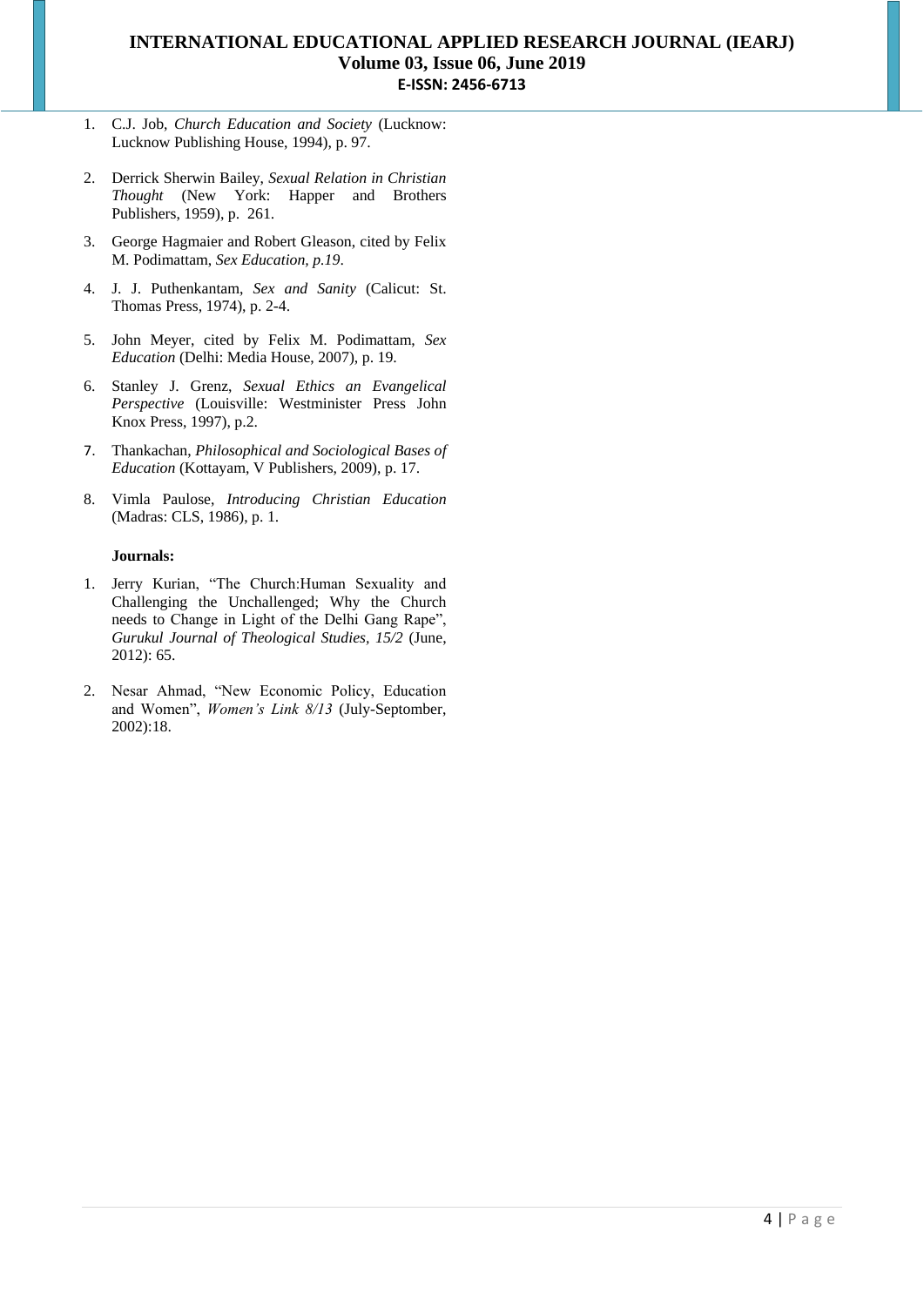1. C.J. Job, *Church Education and Society* (Lucknow: Lucknow Publishing House, 1994), p. 97.

2. Derrick Sherwin Bailey, *Sexual Relation in Christian Thought* (New York: Happer and Brothers Publishers, 1959), p. 261.

3. George Hagmaier and Robert Gleason, cited by Felix M. Podimattam, *Sex Education, p.19*.

4. J. J. Puthenkantam, *Sex and Sanity* (Calicut: St. Thomas Press, 1974), p. 2-4.

5. John Meyer, cited by Felix M. Podimattam, *Sex Education* (Delhi: Media House, 2007), p. 19.

6. Stanley J. Grenz, *Sexual Ethics an Evangelical Perspective* (Louisville: Westminister Press John Knox Press, 1997), p.2.

7. Thankachan, *Philosophical and Sociological Bases of Education* (Kottayam, V Publishers, 2009), p. 17.

8. Vimla Paulose, *Introducing Christian Education* (Madras: CLS, 1986), p. 1.

**Journals:**

1. Jerry Kurian, "The Church:Human Sexuality and Challenging the Unchallenged; Why the Church needs to Change in Light of the Delhi Gang Rape", *Gurukul Journal of Theological Studies, 15/2* (June, 2012): 65.

2. Nesar Ahmad, "New Economic Policy, Education and Women", *Women's Link 8/13* (July-Septomber, 2002):18.